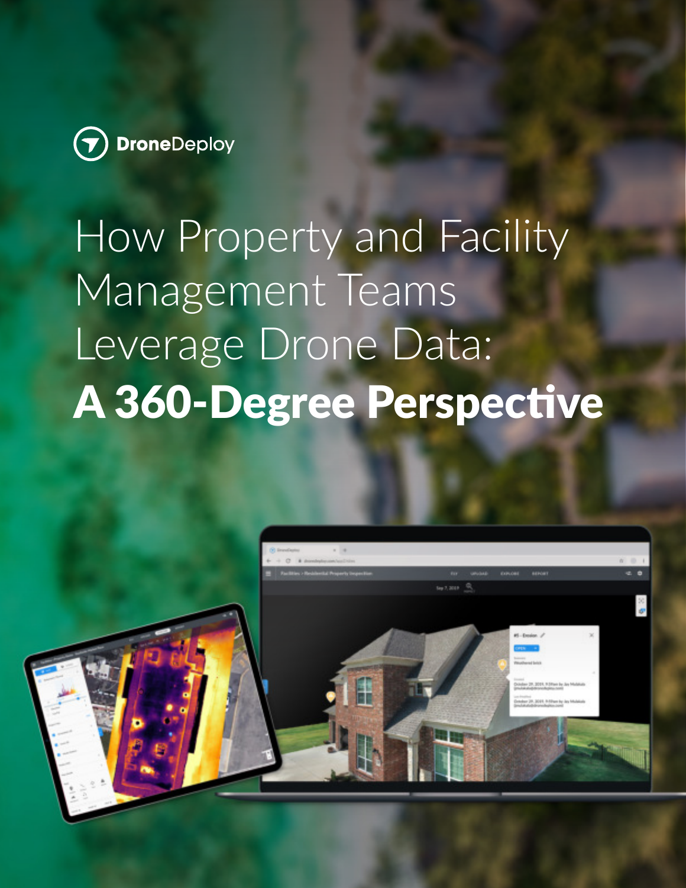DroneDeploy

# How Property and Facility Management Teams Leverage Drone Data: **A 360-Degree Perspective**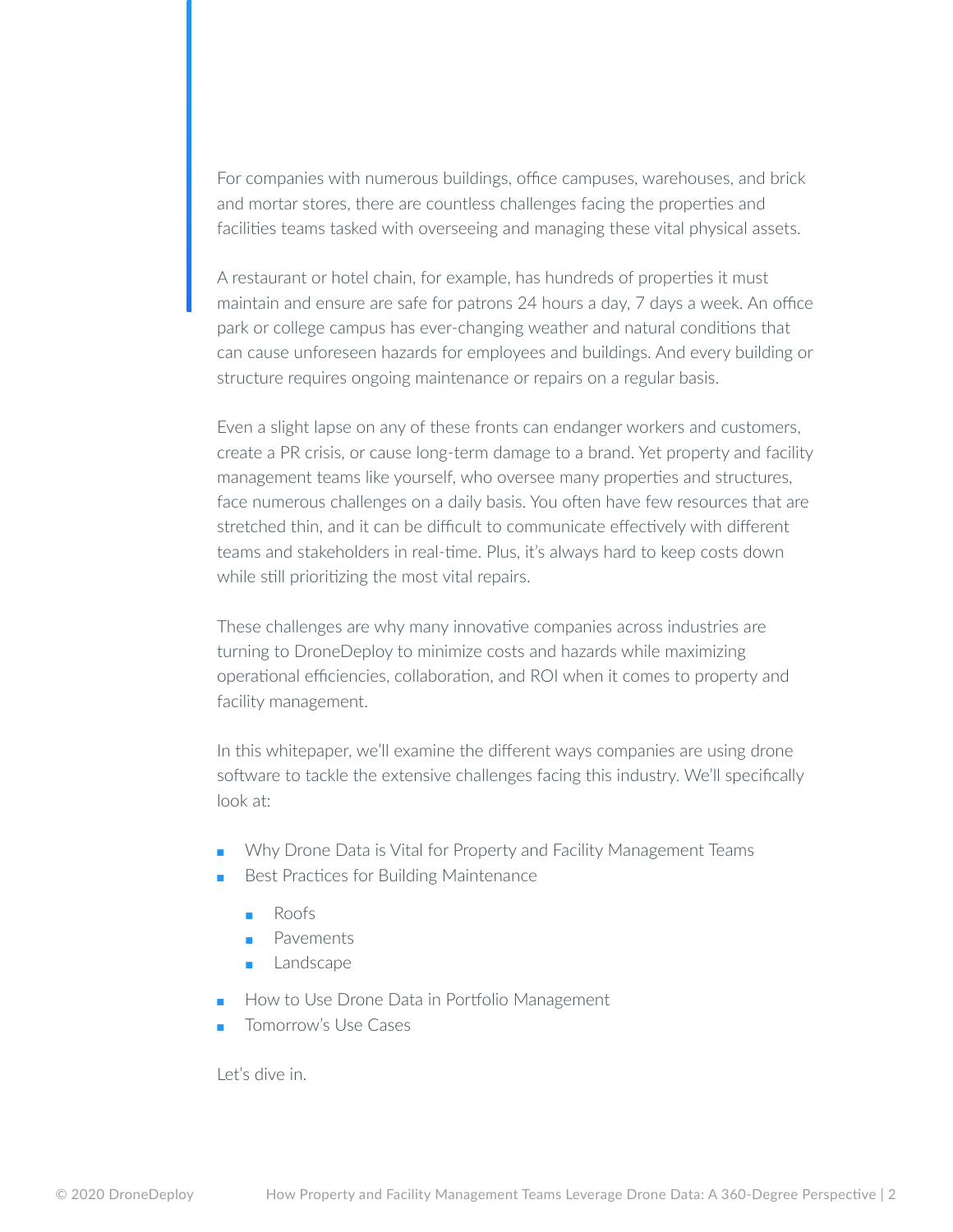For companies with numerous buildings, office campuses, warehouses, and brick and mortar stores, there are countless challenges facing the properties and facilities teams tasked with overseeing and managing these vital physical assets.

A restaurant or hotel chain, for example, has hundreds of properties it must maintain and ensure are safe for patrons 24 hours a day, 7 days a week. An office park or college campus has ever-changing weather and natural conditions that can cause unforeseen hazards for employees and buildings. And every building or structure requires ongoing maintenance or repairs on a regular basis.

Even a slight lapse on any of these fronts can endanger workers and customers, create a PR crisis, or cause long-term damage to a brand. Yet property and facility management teams like yourself, who oversee many properties and structures, face numerous challenges on a daily basis. You often have few resources that are stretched thin, and it can be difficult to communicate effectively with different teams and stakeholders in real-time. Plus, it's always hard to keep costs down while still prioritizing the most vital repairs.

These challenges are why many innovative companies across industries are turning to DroneDeploy to minimize costs and hazards while maximizing operational efficiencies, collaboration, and ROI when it comes to property and facility management.

In this whitepaper, we'll examine the different ways companies are using drone software to tackle the extensive challenges facing this industry. We'll specifically look at:

- Why Drone Data is Vital for Property and Facility Management Teams
- Best Practices for Building Maintenance
  - Roofs
  - Pavements
  - Landscape
- How to Use Drone Data in Portfolio Management
- Tomorrow's Use Cases

Let's dive in.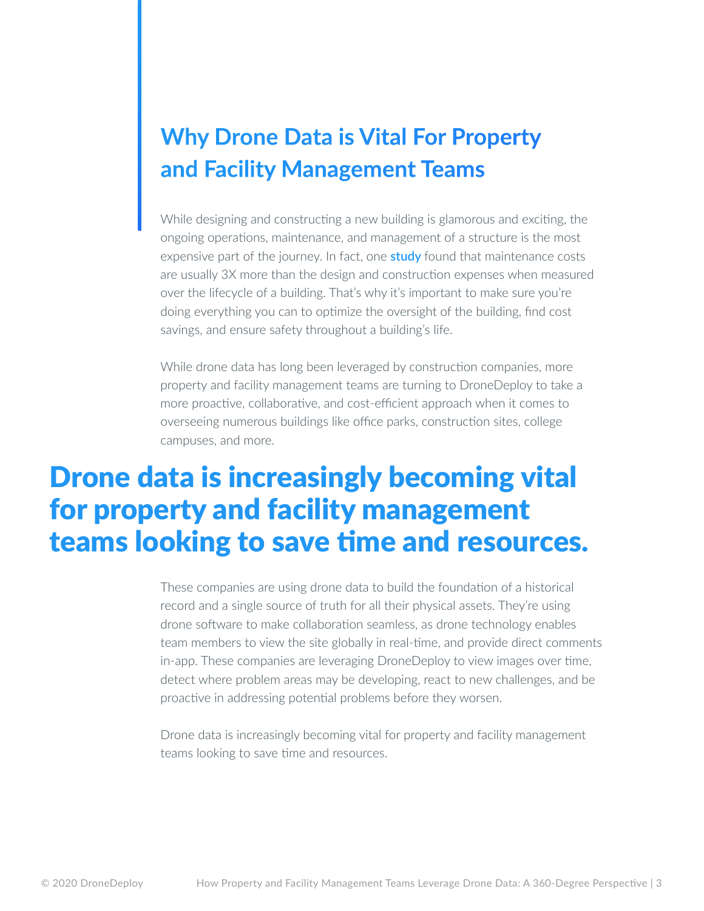## Why Drone Data is Vital For Property and Facility Management Teams

While designing and constructing a new building is glamorous and exciting, the ongoing operations, maintenance, and management of a structure is the most expensive part of the journey. In fact, one **study** found that maintenance costs are usually 3X more than the design and construction expenses when measured over the lifecycle of a building. That's why it's important to make sure you're doing everything you can to optimize the oversight of the building, find cost savings, and ensure safety throughout a building's life.

While drone data has long been leveraged by construction companies, more property and facility management teams are turning to DroneDeploy to take a more proactive, collaborative, and cost-efficient approach when it comes to overseeing numerous buildings like office parks, construction sites, college campuses, and more.

# Drone data is increasingly becoming vital for property and facility management teams looking to save time and resources.

These companies are using drone data to build the foundation of a historical record and a single source of truth for all their physical assets. They're using drone software to make collaboration seamless, as drone technology enables team members to view the site globally in real-time, and provide direct comments in-app. These companies are leveraging DroneDeploy to view images over time, detect where problem areas may be developing, react to new challenges, and be proactive in addressing potential problems before they worsen.

Drone data is increasingly becoming vital for property and facility management teams looking to save time and resources.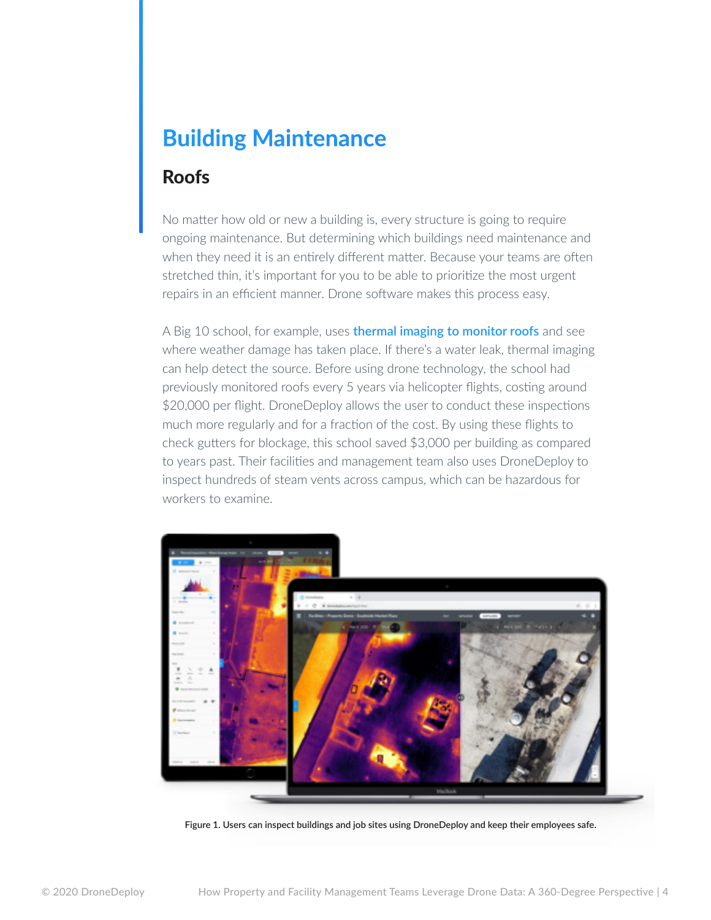# Building Maintenance

## Roofs

No matter how old or new a building is, every structure is going to require ongoing maintenance. But determining which buildings need maintenance and when they need it is an entirely different matter. Because your teams are often stretched thin, it's important for you to be able to prioritize the most urgent repairs in an efficient manner. Drone software makes this process easy.

A Big 10 school, for example, uses **thermal imaging to monitor roofs** and see where weather damage has taken place. If there's a water leak, thermal imaging can help detect the source. Before using drone technology, the school had previously monitored roofs every 5 years via helicopter flights, costing around $20,000 per flight. DroneDeploy allows the user to conduct these inspections much more regularly and for a fraction of the cost. By using these flights to check gutters for blockage, this school saved $3,000 per building as compared to years past. Their facilities and management team also uses DroneDeploy to inspect hundreds of steam vents across campus, which can be hazardous for workers to examine.

Figure 1. Users can inspect buildings and job sites using DroneDeploy and keep their employees safe.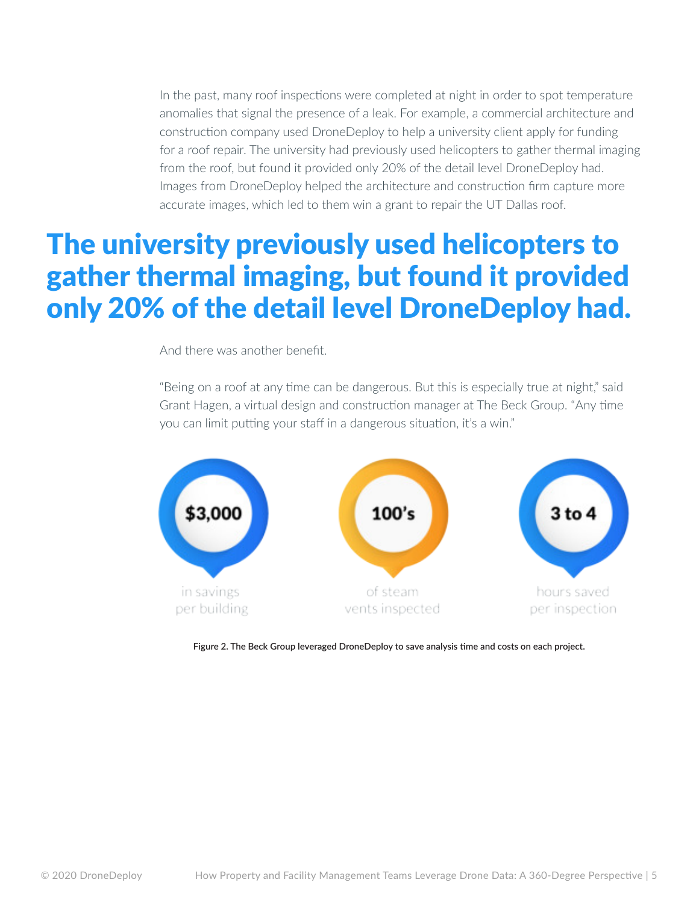In the past, many roof inspections were completed at night in order to spot temperature anomalies that signal the presence of a leak. For example, a commercial architecture and construction company used DroneDeploy to help a university client apply for funding for a roof repair. The university had previously used helicopters to gather thermal imaging from the roof, but found it provided only 20% of the detail level DroneDeploy had. Images from DroneDeploy helped the architecture and construction firm capture more accurate images, which led to them win a grant to repair the UT Dallas roof.

## The university previously used helicopters to gather thermal imaging, but found it provided only 20% of the detail level DroneDeploy had.

And there was another benefit.

"Being on a roof at any time can be dangerous. But this is especially true at night," said Grant Hagen, a virtual design and construction manager at The Beck Group. "Any time you can limit putting your staff in a dangerous situation, it's a win."

**$3,000**
in savings per building

**100's**
of steam vents inspected

**3 to 4**
hours saved per inspection

**Figure 2. The Beck Group leveraged DroneDeploy to save analysis time and costs on each project.**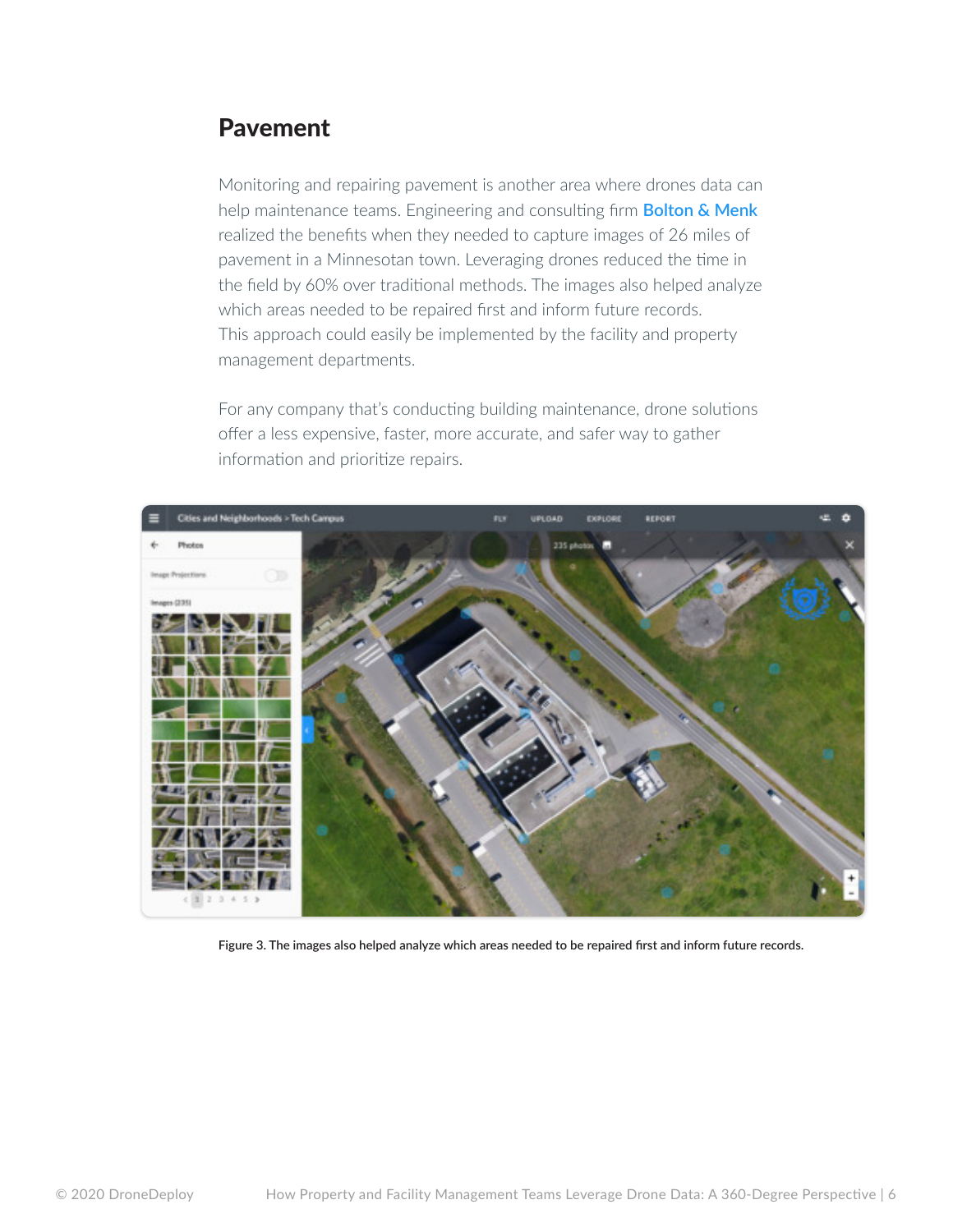## Pavement

Monitoring and repairing pavement is another area where drones data can help maintenance teams. Engineering and consulting firm Bolton & Menk realized the benefits when they needed to capture images of 26 miles of pavement in a Minnesotan town. Leveraging drones reduced the time in the field by 60% over traditional methods. The images also helped analyze which areas needed to be repaired first and inform future records. This approach could easily be implemented by the facility and property management departments.

For any company that's conducting building maintenance, drone solutions offer a less expensive, faster, more accurate, and safer way to gather information and prioritize repairs.

Figure 3. The images also helped analyze which areas needed to be repaired first and inform future records.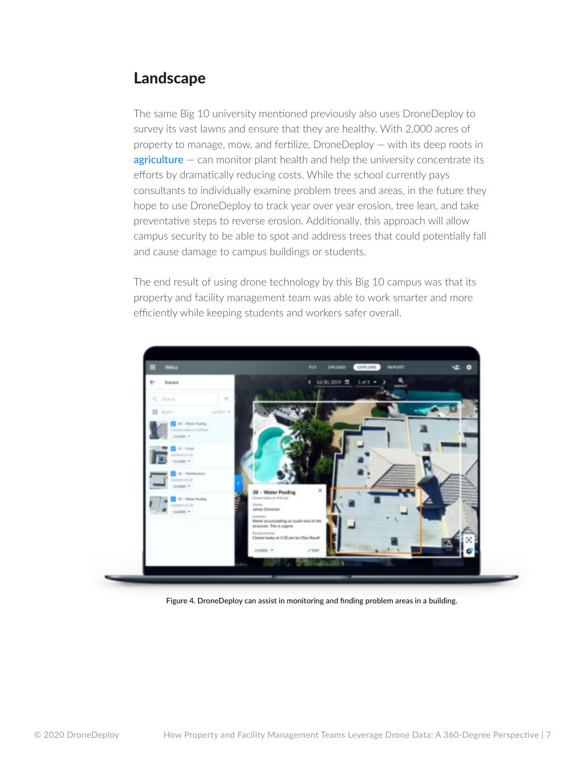## Landscape

The same Big 10 university mentioned previously also uses DroneDeploy to survey its vast lawns and ensure that they are healthy. With 2,000 acres of property to manage, mow, and fertilize, DroneDeploy — with its deep roots in agriculture — can monitor plant health and help the university concentrate its efforts by dramatically reducing costs. While the school currently pays consultants to individually examine problem trees and areas, in the future they hope to use DroneDeploy to track year over year erosion, tree lean, and take preventative steps to reverse erosion. Additionally, this approach will allow campus security to be able to spot and address trees that could potentially fall and cause damage to campus buildings or students.

The end result of using drone technology by this Big 10 campus was that its property and facility management team was able to work smarter and more efficiently while keeping students and workers safer overall.

Figure 4. DroneDeploy can assist in monitoring and finding problem areas in a building.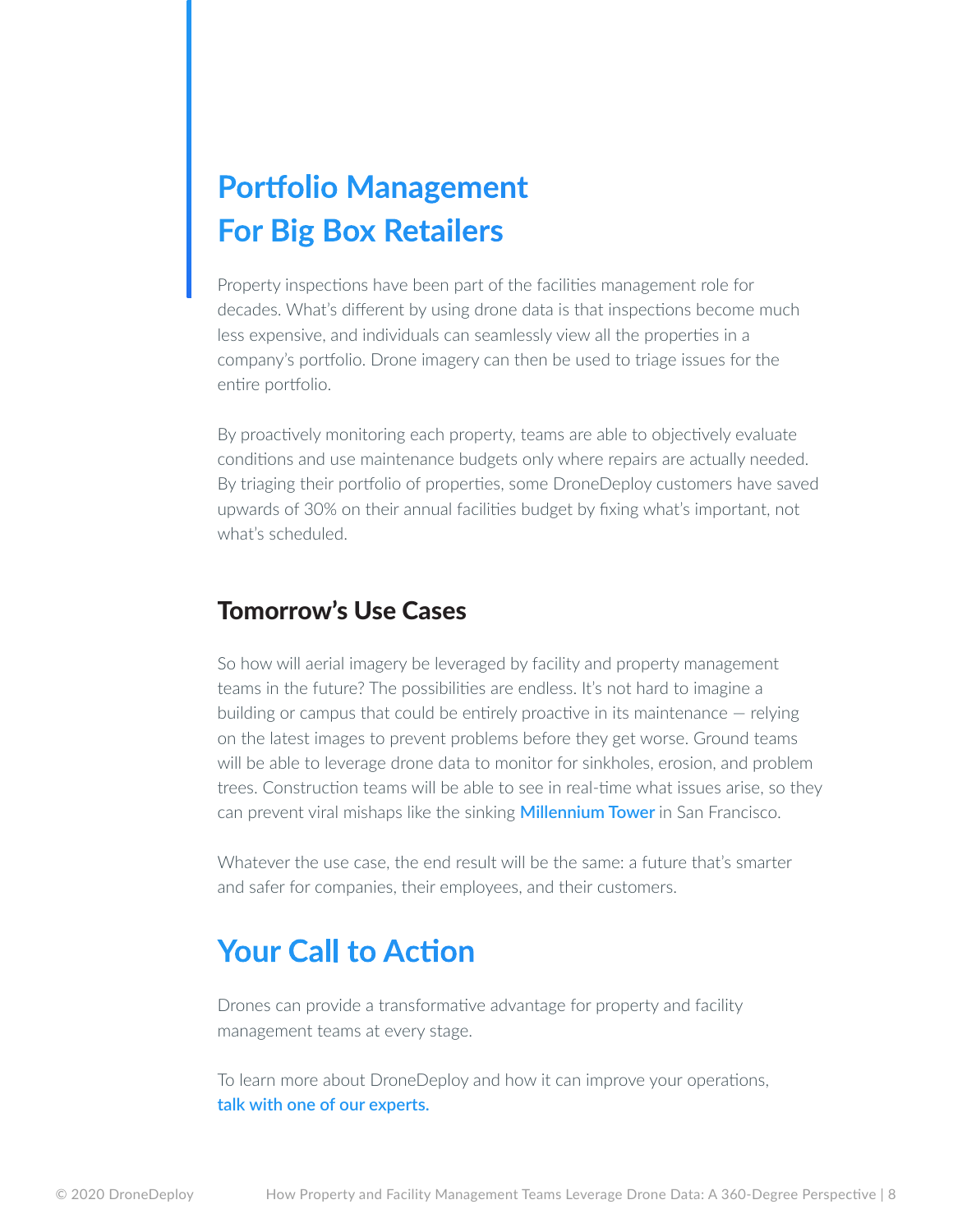## Portfolio Management For Big Box Retailers

Property inspections have been part of the facilities management role for decades. What's different by using drone data is that inspections become much less expensive, and individuals can seamlessly view all the properties in a company's portfolio. Drone imagery can then be used to triage issues for the entire portfolio.

By proactively monitoring each property, teams are able to objectively evaluate conditions and use maintenance budgets only where repairs are actually needed. By triaging their portfolio of properties, some DroneDeploy customers have saved upwards of 30% on their annual facilities budget by fixing what's important, not what's scheduled.

### Tomorrow's Use Cases

So how will aerial imagery be leveraged by facility and property management teams in the future? The possibilities are endless. It's not hard to imagine a building or campus that could be entirely proactive in its maintenance — relying on the latest images to prevent problems before they get worse. Ground teams will be able to leverage drone data to monitor for sinkholes, erosion, and problem trees. Construction teams will be able to see in real-time what issues arise, so they can prevent viral mishaps like the sinking **Millennium Tower** in San Francisco.

Whatever the use case, the end result will be the same: a future that's smarter and safer for companies, their employees, and their customers.

## Your Call to Action

Drones can provide a transformative advantage for property and facility management teams at every stage.

To learn more about DroneDeploy and how it can improve your operations, **talk with one of our experts.**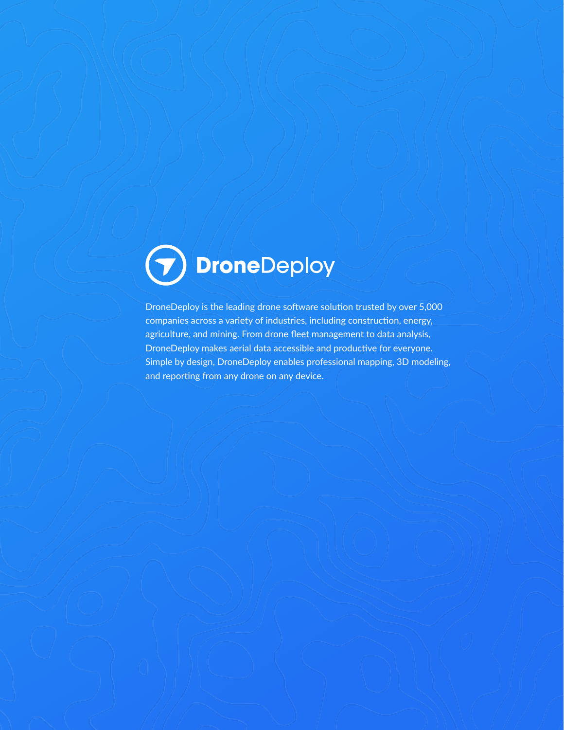**Drone**Deploy

DroneDeploy is the leading drone software solution trusted by over 5,000 companies across a variety of industries, including construction, energy, agriculture, and mining. From drone fleet management to data analysis, DroneDeploy makes aerial data accessible and productive for everyone. Simple by design, DroneDeploy enables professional mapping, 3D modeling, and reporting from any drone on any device.